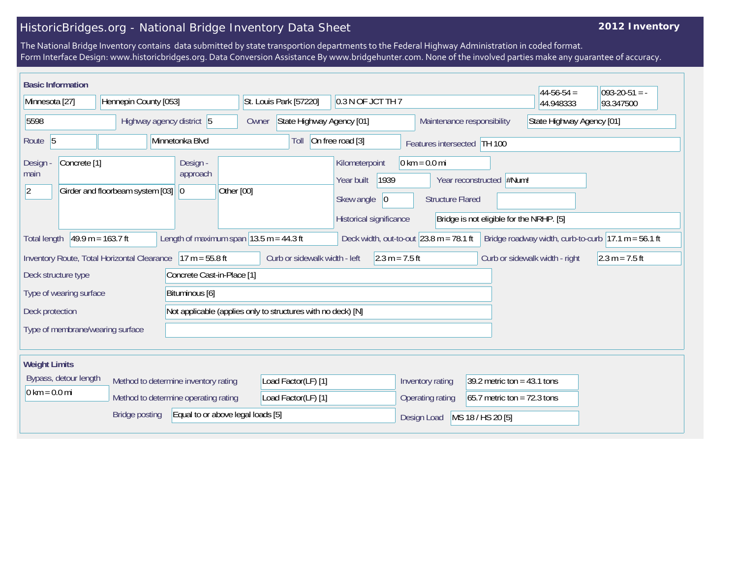# HistoricBridges.org - National Bridge Inventory Data Sheet

**2012 Inventory**

The National Bridge Inventory contains data submitted by state transportion departments to the Federal Highway Administration in coded format.
Form Interface Design: www.historicbridges.org. Data Conversion Assistance By www.bridgehunter.com. None of the involved parties make any guarantee of accuracy.

## Basic Information

| | |
|---|---|
| State | Minnesota [27] |
| County | Hennepin County [053] |
| Place | St. Louis Park [57220] |
| Location | 0.3 N OF JCT TH 7 |
| Latitude | 44-56-54 = 44.948333 |
| Longitude | 093-20-51 = -93.347500 |
| Structure Number | 5598 |
| Highway agency district | 5 |
| Owner | State Highway Agency [01] |
| Maintenance responsibility | State Highway Agency [01] |
| Route | 5 |
| Facility carried | Minnetonka Blvd |
| Toll | On free road [3] |
| Features intersected | TH 100 |
| Design - main | Concrete [1] |
| | 2 — Girder and floorbeam system [03] |
| Design - approach | 0 — Other [00] |
| Kilometerpoint | 0 km = 0.0 mi |
| Year built | 1939 |
| Year reconstructed | #Num! |
| Skew angle | 0 |
| Structure Flared | |
| Historical significance | Bridge is not eligible for the NRHP. [5] |
| Total length | 49.9 m = 163.7 ft |
| Length of maximum span | 13.5 m = 44.3 ft |
| Deck width, out-to-out | 23.8 m = 78.1 ft |
| Bridge roadway width, curb-to-curb | 17.1 m = 56.1 ft |
| Inventory Route, Total Horizontal Clearance | 17 m = 55.8 ft |
| Curb or sidewalk width - left | 2.3 m = 7.5 ft |
| Curb or sidewalk width - right | 2.3 m = 7.5 ft |
| Deck structure type | Concrete Cast-in-Place [1] |
| Type of wearing surface | Bituminous [6] |
| Deck protection | Not applicable (applies only to structures with no deck) [N] |
| Type of membrane/wearing surface | |

## Weight Limits

| | |
|---|---|
| Bypass, detour length | 0 km = 0.0 mi |
| Method to determine inventory rating | Load Factor(LF) [1] |
| Method to determine operating rating | Load Factor(LF) [1] |
| Bridge posting | Equal to or above legal loads [5] |
| Inventory rating | 39.2 metric ton = 43.1 tons |
| Operating rating | 65.7 metric ton = 72.3 tons |
| Design Load | MS 18 / HS 20 [5] |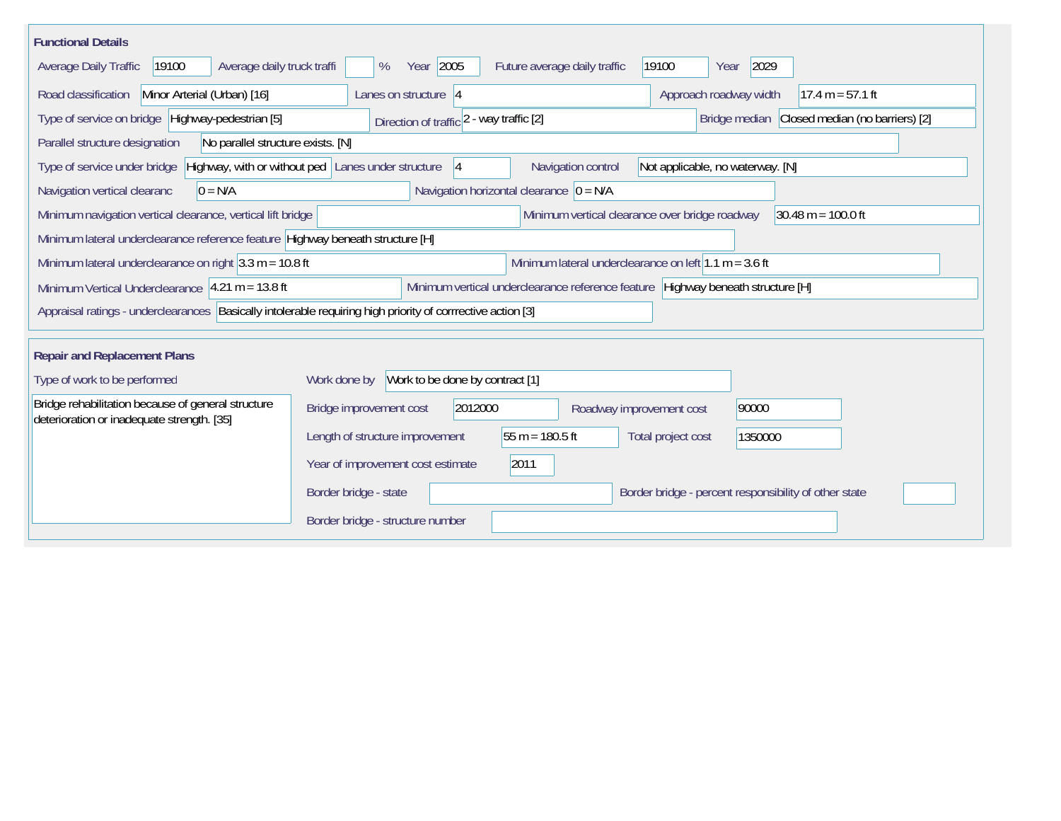## Functional Details

| Field | Value |
|---|---|
| Average Daily Traffic | 19100 |
| Average daily truck traffi | % |
| Year | 2005 |
| Future average daily traffic | 19100 |
| Year | 2029 |
| Road classification | Minor Arterial (Urban) [16] |
| Lanes on structure | 4 |
| Approach roadway width | 17.4 m = 57.1 ft |
| Type of service on bridge | Highway-pedestrian [5] |
| Direction of traffic | 2 - way traffic [2] |
| Bridge median | Closed median (no barriers) [2] |
| Parallel structure designation | No parallel structure exists. [N] |
| Type of service under bridge | Highway, with or without ped |
| Lanes under structure | 4 |
| Navigation control | Not applicable, no waterway. [N] |
| Navigation vertical clearanc | 0 = N/A |
| Navigation horizontal clearance | 0 = N/A |
| Minimum navigation vertical clearance, vertical lift bridge | |
| Minimum vertical clearance over bridge roadway | 30.48 m = 100.0 ft |
| Minimum lateral underclearance reference feature | Highway beneath structure [H] |
| Minimum lateral underclearance on right | 3.3 m = 10.8 ft |
| Minimum lateral underclearance on left | 1.1 m = 3.6 ft |
| Minimum Vertical Underclearance | 4.21 m = 13.8 ft |
| Minimum vertical underclearance reference feature | Highway beneath structure [H] |
| Appraisal ratings - underclearances | Basically intolerable requiring high priority of corrrective action [3] |

## Repair and Replacement Plans

| Field | Value |
|---|---|
| Type of work to be performed | Bridge rehabilitation because of general structure deterioration or inadequate strength. [35] |
| Work done by | Work to be done by contract [1] |
| Bridge improvement cost | 2012000 |
| Roadway improvement cost | 90000 |
| Length of structure improvement | 55 m = 180.5 ft |
| Total project cost | 1350000 |
| Year of improvement cost estimate | 2011 |
| Border bridge - state | |
| Border bridge - percent responsibility of other state | |
| Border bridge - structure number | |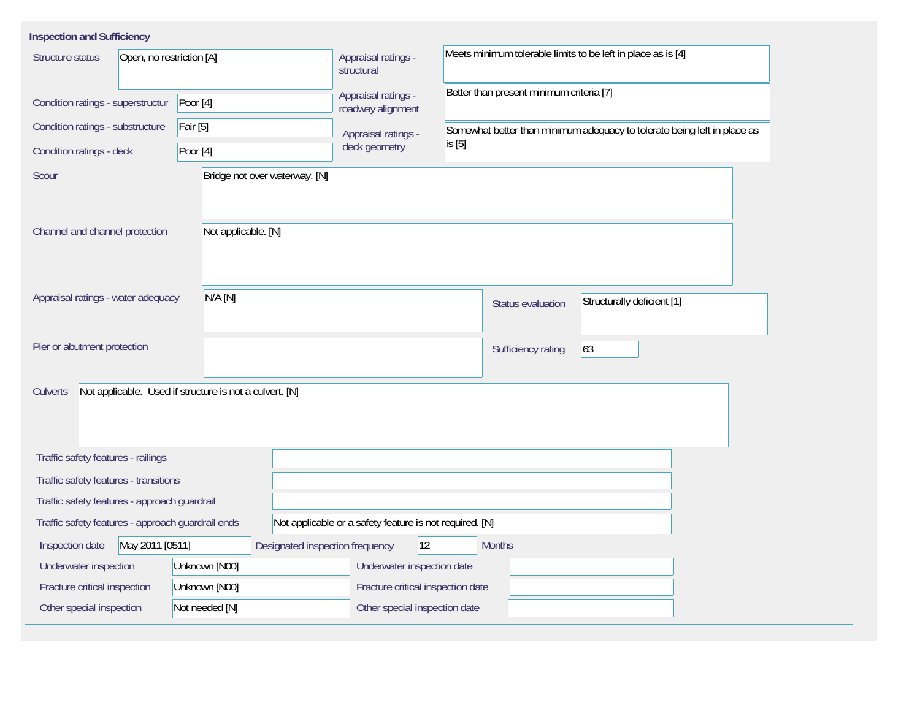## Inspection and Sufficiency

| Field | Value |
|---|---|
| Structure status | Open, no restriction [A] |
| Appraisal ratings - structural | Meets minimum tolerable limits to be left in place as is [4] |
| Condition ratings - superstructur | Poor [4] |
| Appraisal ratings - roadway alignment | Better than present minimum criteria [7] |
| Condition ratings - substructure | Fair [5] |
| Appraisal ratings - deck geometry | Somewhat better than minimum adequacy to tolerate being left in place as is [5] |
| Condition ratings - deck | Poor [4] |
| Scour | Bridge not over waterway. [N] |
| Channel and channel protection | Not applicable. [N] |
| Appraisal ratings - water adequacy | N/A [N] |
| Status evaluation | Structurally deficient [1] |
| Pier or abutment protection | |
| Sufficiency rating | 63 |
| Culverts | Not applicable. Used if structure is not a culvert. [N] |
| Traffic safety features - railings | |
| Traffic safety features - transitions | |
| Traffic safety features - approach guardrail | |
| Traffic safety features - approach guardrail ends | Not applicable or a safety feature is not required. [N] |
| Inspection date | May 2011 [0511] |
| Designated inspection frequency | 12 Months |
| Underwater inspection | Unknown [N00] |
| Underwater inspection date | |
| Fracture critical inspection | Unknown [N00] |
| Fracture critical inspection date | |
| Other special inspection | Not needed [N] |
| Other special inspection date | |